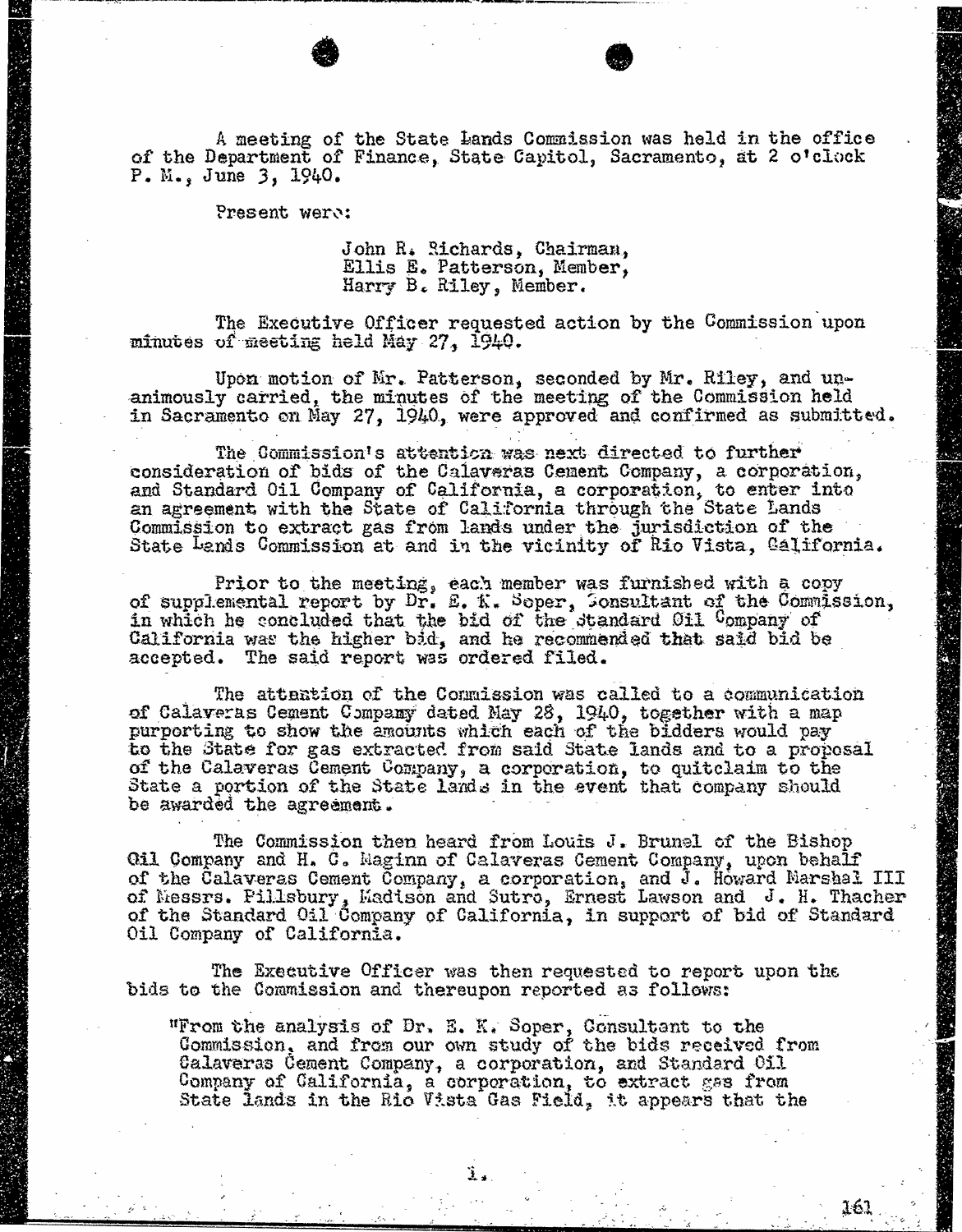A meeting of the State Lands Commission was held in the office of the Department of Finance, State Capitol, Sacramento, at 2 o'clock P. M., June 3, 1940.

Present were:

> John R. Richards, Chairman,
> Ellis E. Patterson, Member,
> Harry B. Riley, Member.

The Executive Officer requested action by the Commission upon minutes of meeting held May 27, 1940.

Upon motion of Mr. Patterson, seconded by Mr. Riley, and unanimously carried, the minutes of the meeting of the Commission held in Sacramento on May 27, 1940, were approved and confirmed as submitted.

The Commission's attention was next directed to further consideration of bids of the Calaveras Cement Company, a corporation, and Standard Oil Company of California, a corporation, to enter into an agreement with the State of California through the State Lands Commission to extract gas from lands under the jurisdiction of the State Lands Commission at and in the vicinity of Rio Vista, California.

Prior to the meeting, each member was furnished with a copy of supplemental report by Dr. E. K. Soper, Consultant of the Commission, in which he concluded that the bid of the Standard Oil Company of California was the higher bid, and he recommended that said bid be accepted. The said report was ordered filed.

The attention of the Commission was called to a communication of Calaveras Cement Company dated May 28, 1940, together with a map purporting to show the amounts which each of the bidders would pay to the State for gas extracted from said State lands and to a proposal of the Calaveras Cement Company, a corporation, to quitclaim to the State a portion of the State lands in the event that company should be awarded the agreement.

The Commission then heard from Louis J. Brunel of the Bishop Oil Company and H. C. Maginn of Calaveras Cement Company, upon behalf of the Calaveras Cement Company, a corporation, and J. Howard Marshal III of Messrs. Pillsbury, Madison and Sutro, Ernest Lawson and J. H. Thacher of the Standard Oil Company of California, in support of bid of Standard Oil Company of California.

The Executive Officer was then requested to report upon the bids to the Commission and thereupon reported as follows:

"From the analysis of Dr. E. K. Soper, Consultant to the Commission, and from our own study of the bids received from Calaveras Cement Company, a corporation, and Standard Oil Company of California, a corporation, to extract gas from State lands in the Rio Vista Gas Field, it appears that the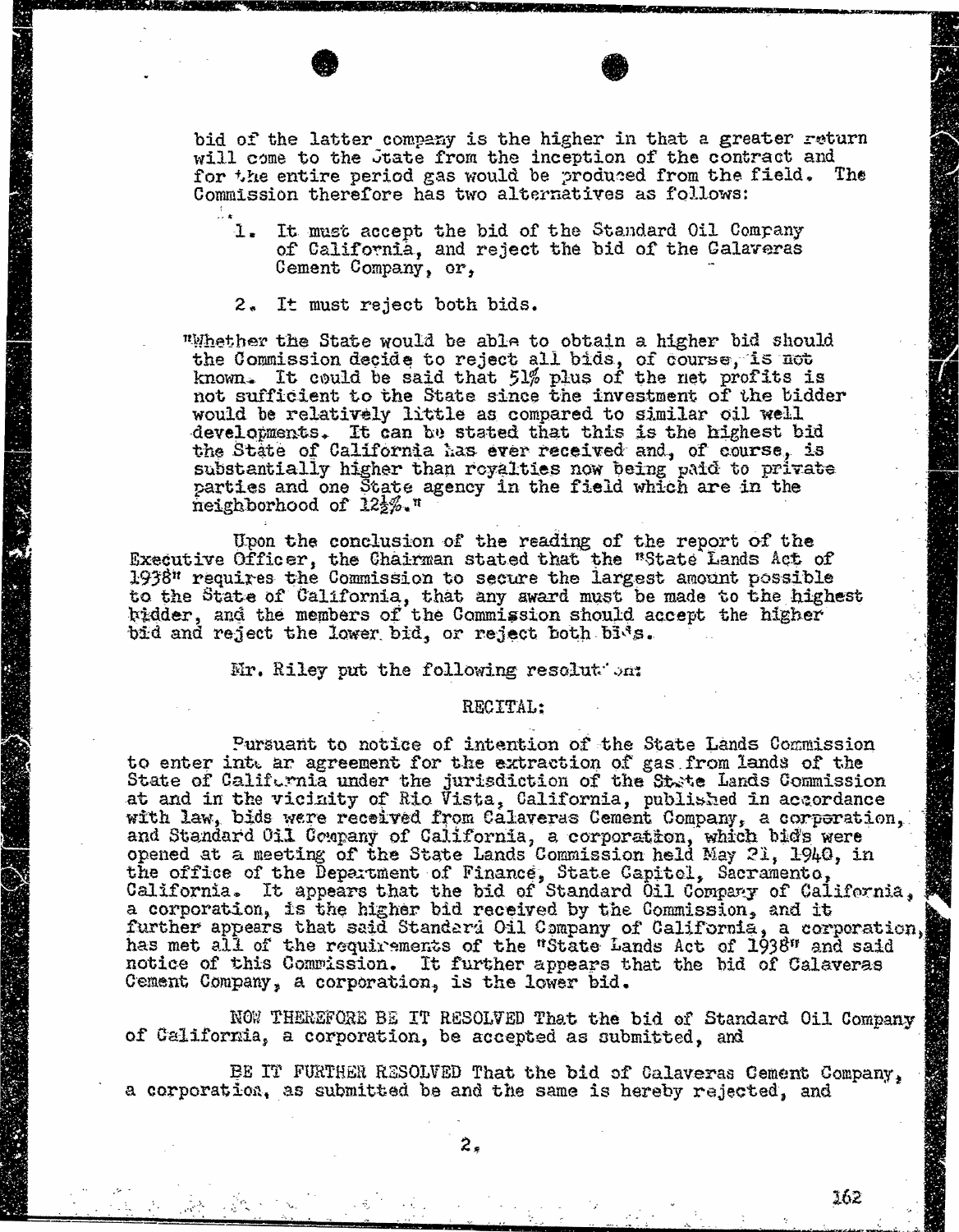bid of the latter company is the higher in that a greater return will come to the State from the inception of the contract and for the entire period gas would be produced from the field. The Commission therefore has two alternatives as follows:

1. It must accept the bid of the Standard Oil Company of California, and reject the bid of the Calaveras Cement Company, or,

2. It must reject both bids.

"Whether the State would be able to obtain a higher bid should the Commission decide to reject all bids, of course, is not known. It could be said that 51% plus of the net profits is not sufficient to the State since the investment of the bidder would be relatively little as compared to similar oil well developments. It can be stated that this is the highest bid the State of California has ever received and, of course, is substantially higher than royalties now being paid to private parties and one State agency in the field which are in the neighborhood of 12½%."

Upon the conclusion of the reading of the report of the Executive Officer, the Chairman stated that the "State Lands Act of 1938" requires the Commission to secure the largest amount possible to the State of California, that any award must be made to the highest bidder, and the members of the Commission should accept the higher bid and reject the lower bid, or reject both bids.

Mr. Riley put the following resolution:

RECITAL:

Pursuant to notice of intention of the State Lands Commission to enter into an agreement for the extraction of gas from lands of the State of California under the jurisdiction of the State Lands Commission at and in the vicinity of Rio Vista, California, published in accordance with law, bids were received from Calaveras Cement Company, a corporation, and Standard Oil Company of California, a corporation, which bids were opened at a meeting of the State Lands Commission held May 21, 1940, in the office of the Department of Finance, State Capitol, Sacramento, California. It appears that the bid of Standard Oil Company of California, a corporation, is the higher bid received by the Commission, and it further appears that said Standard Oil Company of California, a corporation, has met all of the requirements of the "State Lands Act of 1938" and said notice of this Commission. It further appears that the bid of Calaveras Cement Company, a corporation, is the lower bid.

NOW THEREFORE BE IT RESOLVED That the bid of Standard Oil Company of California, a corporation, be accepted as submitted, and

BE IT FURTHER RESOLVED That the bid of Calaveras Cement Company, a corporation, as submitted be and the same is hereby rejected, and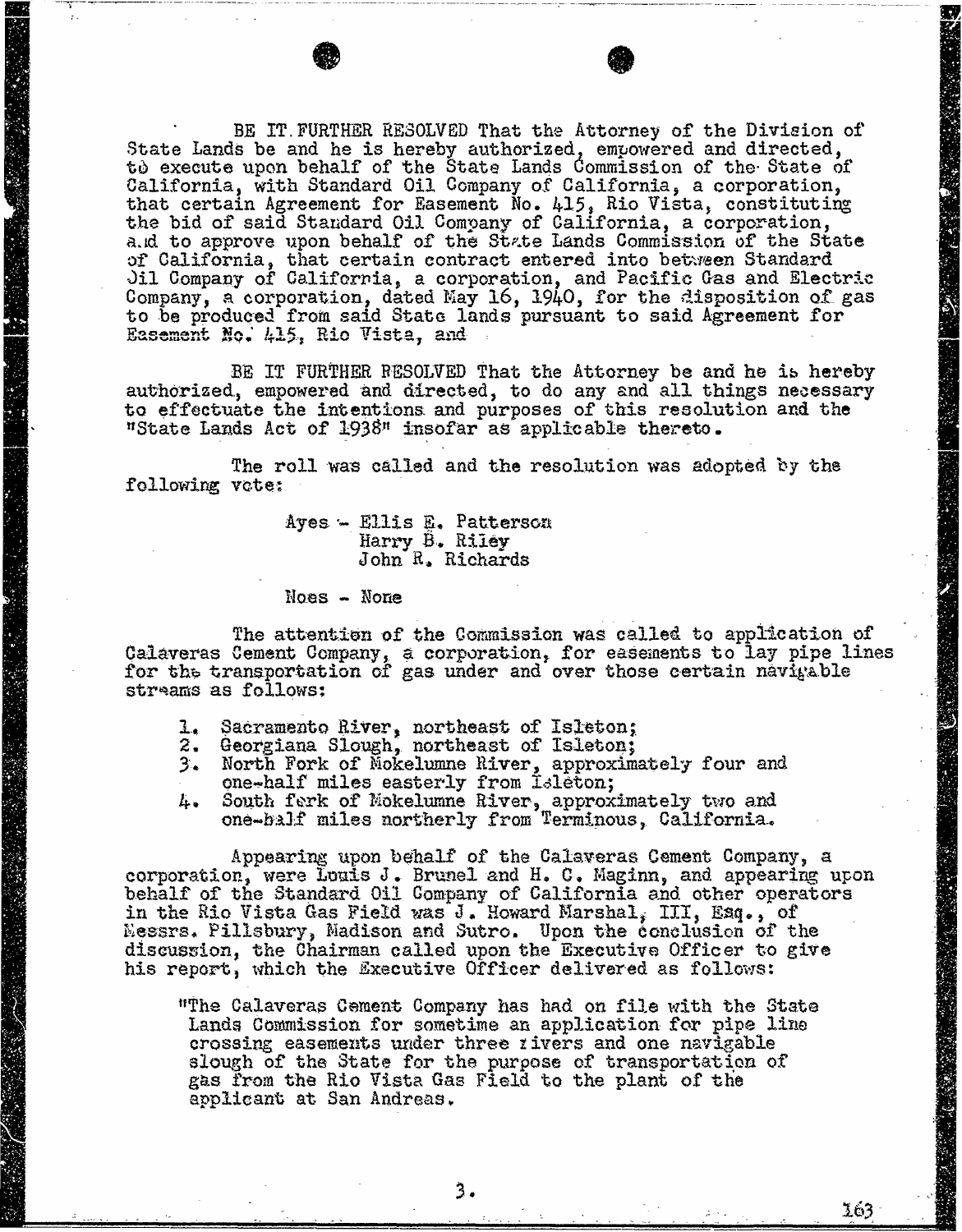BE IT FURTHER RESOLVED That the Attorney of the Division of State Lands be and he is hereby authorized, empowered and directed, to execute upon behalf of the State Lands Commission of the State of California, with Standard Oil Company of California, a corporation, that certain Agreement for Easement No. 415, Rio Vista, constituting the bid of said Standard Oil Company of California, a corporation, and to approve upon behalf of the State Lands Commission of the State of California, that certain contract entered into between Standard Oil Company of California, a corporation, and Pacific Gas and Electric Company, a corporation, dated May 16, 1940, for the disposition of gas to be produced from said State lands pursuant to said Agreement for Easement No. 415, Rio Vista, and

BE IT FURTHER RESOLVED That the Attorney be and he is hereby authorized, empowered and directed, to do any and all things necessary to effectuate the intentions and purposes of this resolution and the "State Lands Act of 1938" insofar as applicable thereto.

The roll was called and the resolution was adopted by the following vote:

Ayes - Ellis E. Patterson
Harry B. Riley
John R. Richards

Noes - None

The attention of the Commission was called to application of Calaveras Cement Company, a corporation, for easements to lay pipe lines for the transportation of gas under and over those certain navigable streams as follows:

1. Sacramento River, northeast of Isleton;
2. Georgiana Slough, northeast of Isleton;
3. North Fork of Mokelumne River, approximately four and one-half miles easterly from Isleton;
4. South fork of Mokelumne River, approximately two and one-half miles northerly from Terminous, California.

Appearing upon behalf of the Calaveras Cement Company, a corporation, were Louis J. Brunel and H. C. Maginn, and appearing upon behalf of the Standard Oil Company of California and other operators in the Rio Vista Gas Field was J. Howard Marshal, III, Esq., of Messrs. Pillsbury, Madison and Sutro. Upon the conclusion of the discussion, the Chairman called upon the Executive Officer to give his report, which the Executive Officer delivered as follows:

"The Calaveras Cement Company has had on file with the State Lands Commission for sometime an application for pipe line crossing easements under three rivers and one navigable slough of the State for the purpose of transportation of gas from the Rio Vista Gas Field to the plant of the applicant at San Andreas.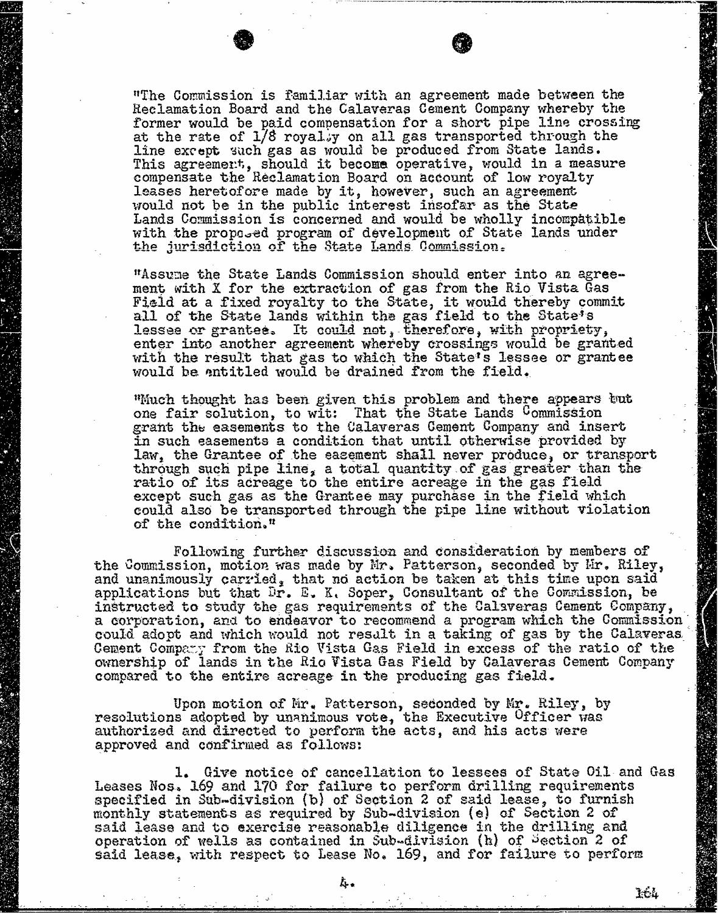"The Commission is familiar with an agreement made between the Reclamation Board and the Calaveras Cement Company whereby the former would be paid compensation for a short pipe line crossing at the rate of 1/8 royalty on all gas transported through the line except such gas as would be produced from State lands. This agreement, should it become operative, would in a measure compensate the Reclamation Board on account of low royalty leases heretofore made by it, however, such an agreement would not be in the public interest insofar as the State Lands Commission is concerned and would be wholly incompatible with the proposed program of development of State lands under the jurisdiction of the State Lands Commission.

"Assume the State Lands Commission should enter into an agreement with X for the extraction of gas from the Rio Vista Gas Field at a fixed royalty to the State, it would thereby commit all of the State lands within the gas field to the State's lessee or grantee. It could not, therefore, with propriety, enter into another agreement whereby crossings would be granted with the result that gas to which the State's lessee or grantee would be entitled would be drained from the field.

"Much thought has been given this problem and there appears but one fair solution, to wit: That the State Lands Commission grant the easements to the Calaveras Cement Company and insert in such easements a condition that until otherwise provided by law, the Grantee of the easement shall never produce, or transport through such pipe line, a total quantity of gas greater than the ratio of its acreage to the entire acreage in the gas field except such gas as the Grantee may purchase in the field which could also be transported through the pipe line without violation of the condition."

Following further discussion and consideration by members of the Commission, motion was made by Mr. Patterson, seconded by Mr. Riley, and unanimously carried, that no action be taken at this time upon said applications but that Dr. E. K. Soper, Consultant of the Commission, be instructed to study the gas requirements of the Calaveras Cement Company, a corporation, and to endeavor to recommend a program which the Commission could adopt and which would not result in a taking of gas by the Calaveras Cement Company from the Rio Vista Gas Field in excess of the ratio of the ownership of lands in the Rio Vista Gas Field by Calaveras Cement Company compared to the entire acreage in the producing gas field.

Upon motion of Mr. Patterson, seconded by Mr. Riley, by resolutions adopted by unanimous vote, the Executive Officer was authorized and directed to perform the acts, and his acts were approved and confirmed as follows:

1. Give notice of cancellation to lessees of State Oil and Gas Leases Nos. 169 and 170 for failure to perform drilling requirements specified in Sub-division (b) of Section 2 of said lease, to furnish monthly statements as required by Sub-division (e) of Section 2 of said lease and to exercise reasonable diligence in the drilling and operation of wells as contained in Sub-division (h) of Section 2 of said lease, with respect to Lease No. 169, and for failure to perform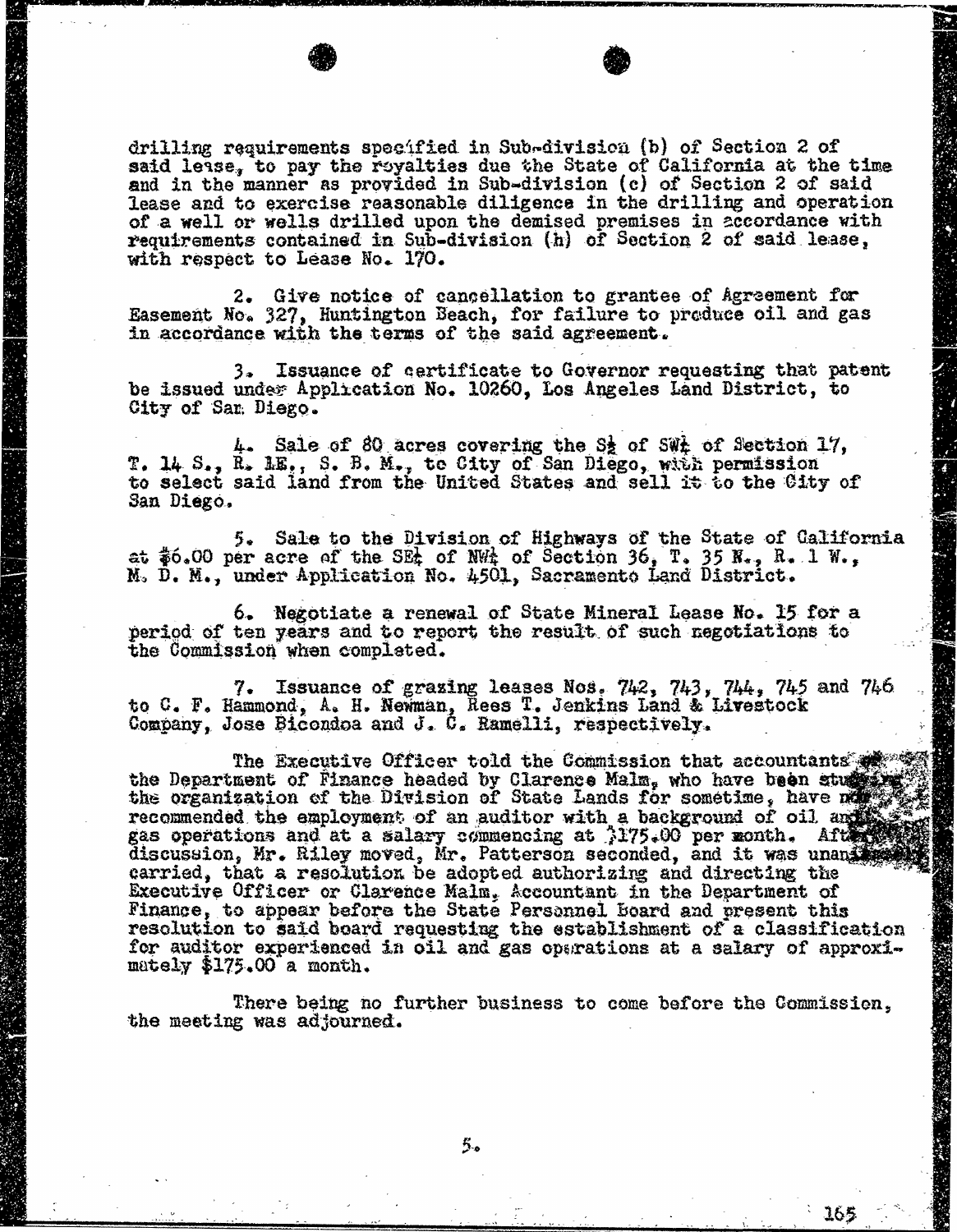drilling requirements specified in Sub-division (b) of Section 2 of said lease, to pay the royalties due the State of California at the time and in the manner as provided in Sub-division (c) of Section 2 of said lease and to exercise reasonable diligence in the drilling and operation of a well or wells drilled upon the demised premises in accordance with requirements contained in Sub-division (h) of Section 2 of said lease, with respect to Lease No. 170.

2. Give notice of cancellation to grantee of Agreement for Easement No. 327, Huntington Beach, for failure to produce oil and gas in accordance with the terms of the said agreement.

3. Issuance of certificate to Governor requesting that patent be issued under Application No. 10260, Los Angeles Land District, to City of San Diego.

4. Sale of 80 acres covering the S½ of SW¼ of Section 17, T. 14 S., R. 1E., S. B. M., to City of San Diego, with permission to select said land from the United States and sell it to the City of San Diego.

5. Sale to the Division of Highways of the State of California at $6.00 per acre of the SE¼ of NW¼ of Section 36, T. 35 N., R. 1 W., M. D. M., under Application No. 4501, Sacramento Land District.

6. Negotiate a renewal of State Mineral Lease No. 15 for a period of ten years and to report the result of such negotiations to the Commission when completed.

7. Issuance of grazing leases Nos. 742, 743, 744, 745 and 746 to C. F. Hammond, A. H. Newman, Rees T. Jenkins Land & Livestock Company, Jose Bicondoa and J. C. Ramelli, respectively.

The Executive Officer told the Commission that accountants of the Department of Finance headed by Clarence Malm, who have been studying the organization of the Division of State Lands for sometime, have now recommended the employment of an auditor with a background of oil and gas operations and at a salary commencing at $175.00 per month. After discussion, Mr. Riley moved, Mr. Patterson seconded, and it was unanimously carried, that a resolution be adopted authorizing and directing the Executive Officer or Clarence Malm, Accountant in the Department of Finance, to appear before the State Personnel Board and present this resolution to said board requesting the establishment of a classification for auditor experienced in oil and gas operations at a salary of approximately $175.00 a month.

There being no further business to come before the Commission, the meeting was adjourned.